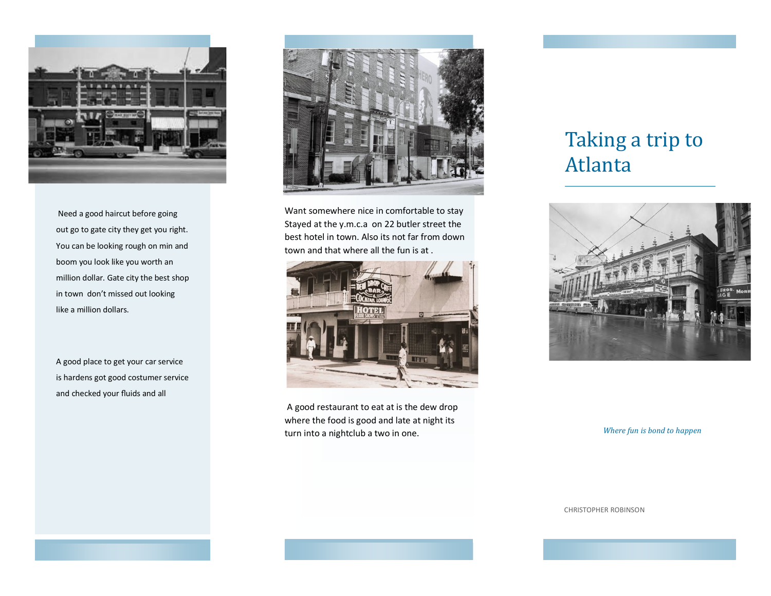# Taking a trip to Atlanta

*Where fun is bond to happen*

CHRISTOPHER ROBINSON

Need a good haircut before going out go to gate city they get you right. You can be looking rough on min and boom you look like you worth an million dollar. Gate city the best shop in town don't missed out looking like a million dollars.

A good place to get your car service is hardens got good costumer service and checked your fluids and all

Want somewhere nice in comfortable to stay Stayed at the y.m.c.a on 22 butler street the best hotel in town. Also its not far from down town and that where all the fun is at .

A good restaurant to eat at is the dew drop where the food is good and late at night its turn into a nightclub a two in one.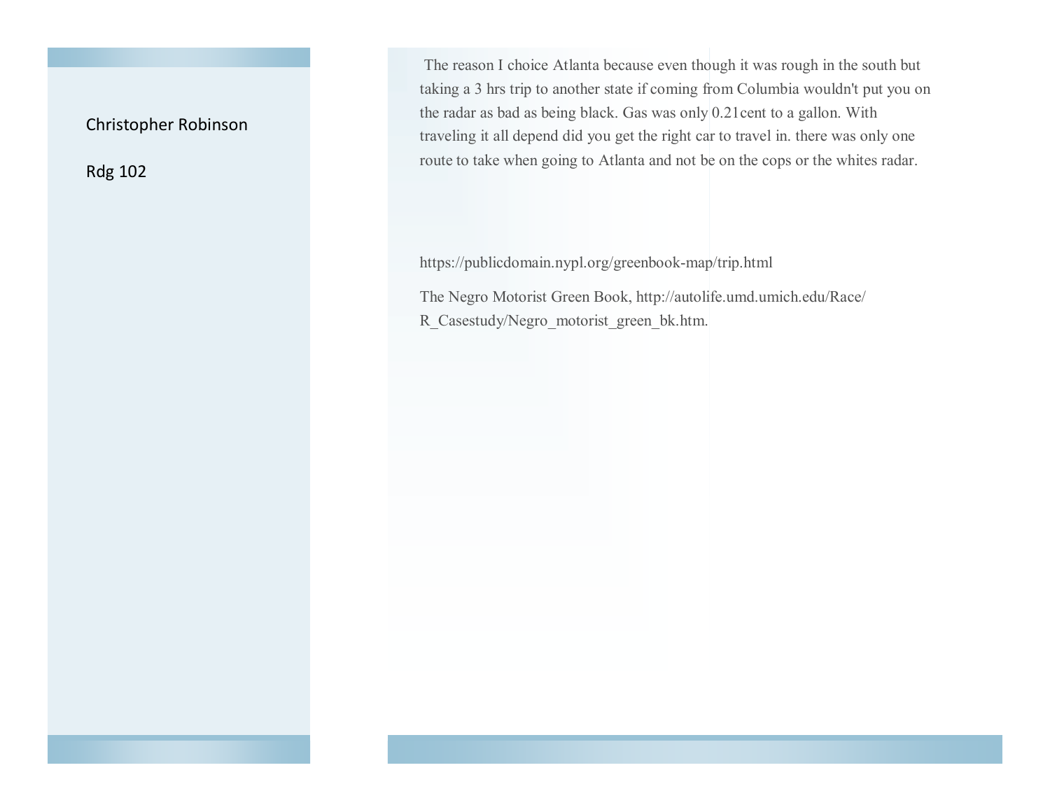Christopher Robinson

Rdg 102

The reason I choice Atlanta because even though it was rough in the south but taking a 3 hrs trip to another state if coming from Columbia wouldn't put you on the radar as bad as being black. Gas was only 0.21cent to a gallon. With traveling it all depend did you get the right car to travel in. there was only one route to take when going to Atlanta and not be on the cops or the whites radar.

https://publicdomain.nypl.org/greenbook-map/trip.html

The Negro Motorist Green Book, http://autolife.umd.umich.edu/Race/R_Casestudy/Negro_motorist_green_bk.htm.